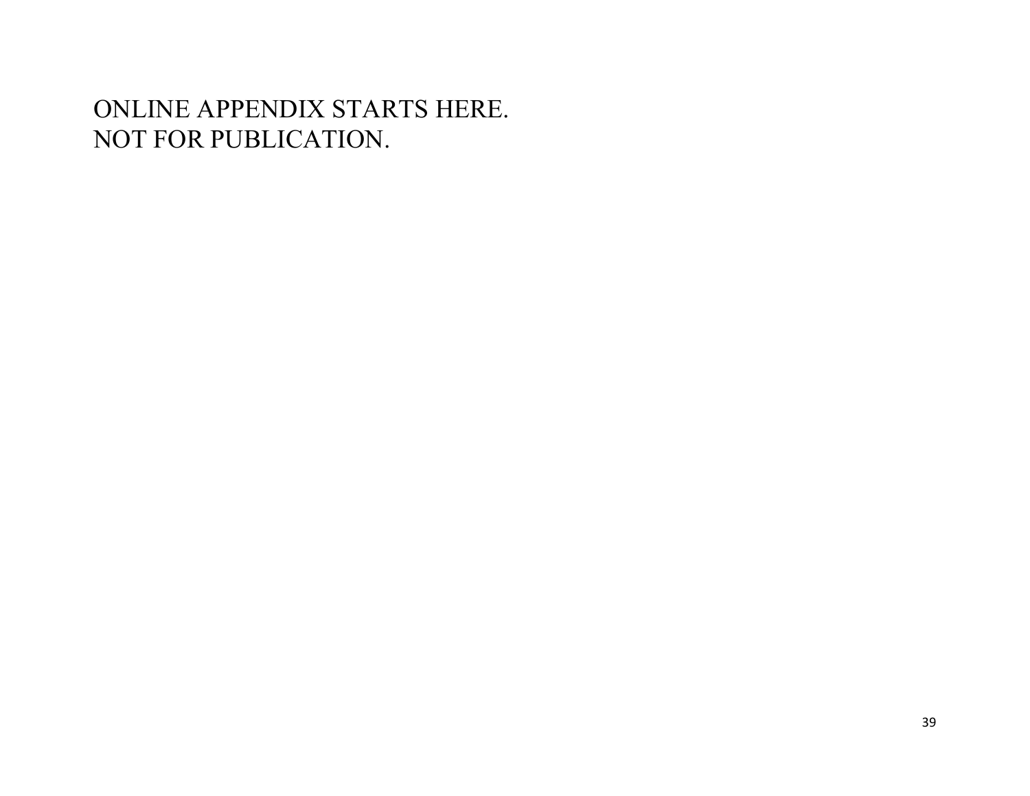ONLINE APPENDIX STARTS HERE.
NOT FOR PUBLICATION.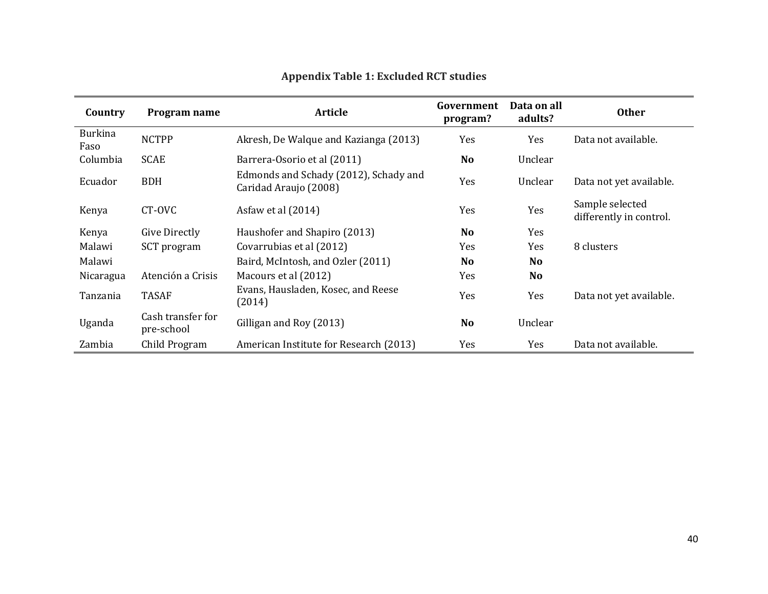**Appendix Table 1: Excluded RCT studies**

| Country | Program name | Article | Government program? | Data on all adults? | Other |
|---|---|---|---|---|---|
| Burkina Faso | NCTPP | Akresh, De Walque and Kazianga (2013) | Yes | Yes | Data not available. |
| Columbia | SCAE | Barrera-Osorio et al (2011) | **No** | Unclear | |
| Ecuador | BDH | Edmonds and Schady (2012), Schady and Caridad Araujo (2008) | Yes | Unclear | Data not yet available. |
| Kenya | CT-OVC | Asfaw et al (2014) | Yes | Yes | Sample selected differently in control. |
| Kenya | Give Directly | Haushofer and Shapiro (2013) | **No** | Yes | |
| Malawi | SCT program | Covarrubias et al (2012) | Yes | Yes | 8 clusters |
| Malawi | | Baird, McIntosh, and Ozler (2011) | **No** | **No** | |
| Nicaragua | Atención a Crisis | Macours et al (2012) | Yes | **No** | |
| Tanzania | TASAF | Evans, Hausladen, Kosec, and Reese (2014) | Yes | Yes | Data not yet available. |
| Uganda | Cash transfer for pre-school | Gilligan and Roy (2013) | **No** | Unclear | |
| Zambia | Child Program | American Institute for Research (2013) | Yes | Yes | Data not available. |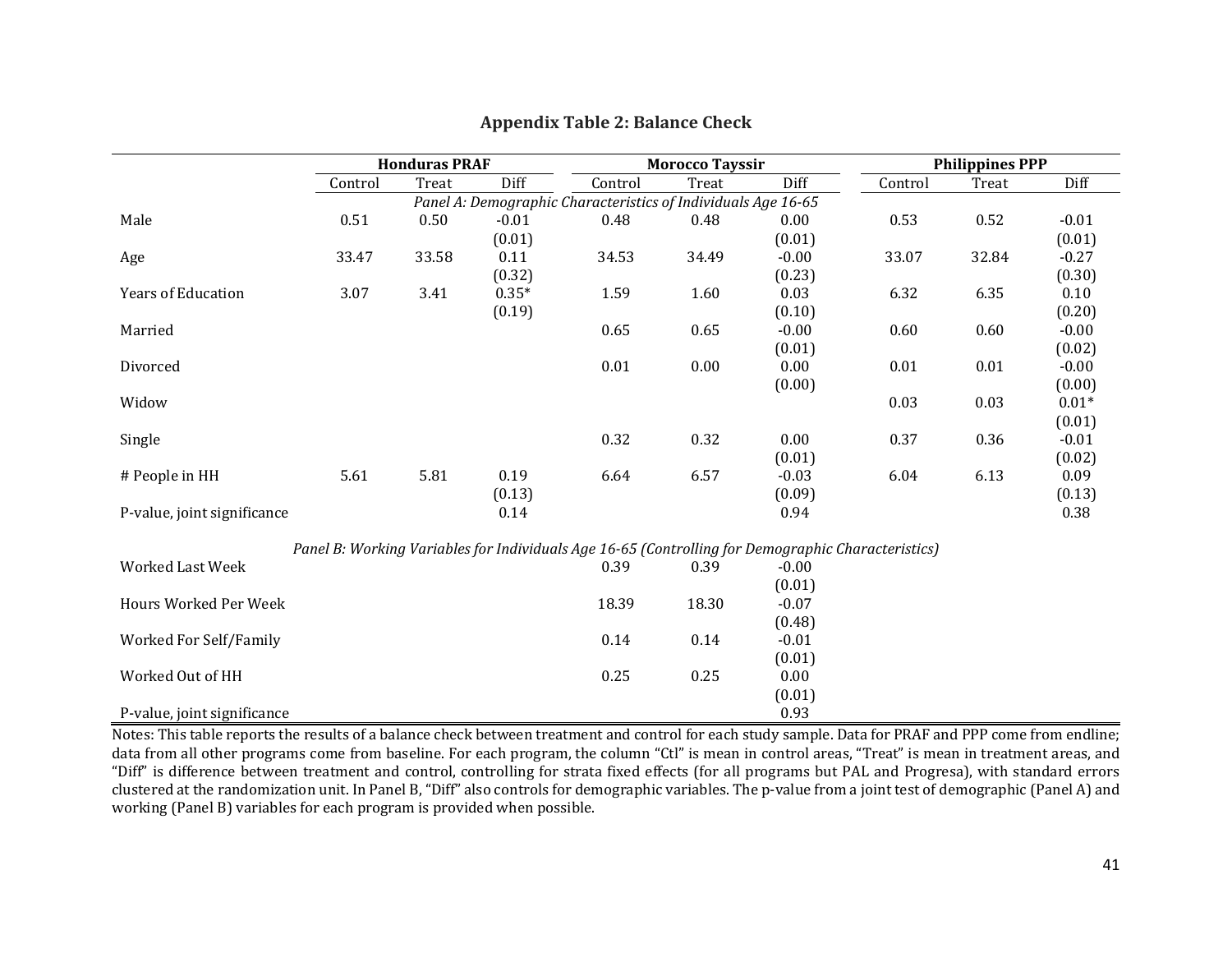## Appendix Table 2: Balance Check

| | Honduras PRAF | | | Morocco Tayssir | | | Philippines PPP | | |
|---|---|---|---|---|---|---|---|---|---|
| | Control | Treat | Diff | Control | Treat | Diff | Control | Treat | Diff |
| *Panel A: Demographic Characteristics of Individuals Age 16-65* | | | | | | | | | |
| Male | 0.51 | 0.50 | -0.01 | 0.48 | 0.48 | 0.00 | 0.53 | 0.52 | -0.01 |
| | | | (0.01) | | | (0.01) | | | (0.01) |
| Age | 33.47 | 33.58 | 0.11 | 34.53 | 34.49 | -0.00 | 33.07 | 32.84 | -0.27 |
| | | | (0.32) | | | (0.23) | | | (0.30) |
| Years of Education | 3.07 | 3.41 | 0.35* | 1.59 | 1.60 | 0.03 | 6.32 | 6.35 | 0.10 |
| | | | (0.19) | | | (0.10) | | | (0.20) |
| Married | | | | 0.65 | 0.65 | -0.00 | 0.60 | 0.60 | -0.00 |
| | | | | | | (0.01) | | | (0.02) |
| Divorced | | | | 0.01 | 0.00 | 0.00 | 0.01 | 0.01 | -0.00 |
| | | | | | | (0.00) | | | (0.00) |
| Widow | | | | | | | 0.03 | 0.03 | 0.01* |
| | | | | | | | | | (0.01) |
| Single | | | | 0.32 | 0.32 | 0.00 | 0.37 | 0.36 | -0.01 |
| | | | | | | (0.01) | | | (0.02) |
| # People in HH | 5.61 | 5.81 | 0.19 | 6.64 | 6.57 | -0.03 | 6.04 | 6.13 | 0.09 |
| | | | (0.13) | | | (0.09) | | | (0.13) |
| P-value, joint significance | | | 0.14 | | | 0.94 | | | 0.38 |
| *Panel B: Working Variables for Individuals Age 16-65 (Controlling for Demographic Characteristics)* | | | | | | | | | |
| Worked Last Week | | | | 0.39 | 0.39 | -0.00 | | | |
| | | | | | | (0.01) | | | |
| Hours Worked Per Week | | | | 18.39 | 18.30 | -0.07 | | | |
| | | | | | | (0.48) | | | |
| Worked For Self/Family | | | | 0.14 | 0.14 | -0.01 | | | |
| | | | | | | (0.01) | | | |
| Worked Out of HH | | | | 0.25 | 0.25 | 0.00 | | | |
| | | | | | | (0.01) | | | |
| P-value, joint significance | | | | | | 0.93 | | | |

Notes: This table reports the results of a balance check between treatment and control for each study sample. Data for PRAF and PPP come from endline; data from all other programs come from baseline. For each program, the column "Ctl" is mean in control areas, "Treat" is mean in treatment areas, and "Diff" is difference between treatment and control, controlling for strata fixed effects (for all programs but PAL and Progresa), with standard errors clustered at the randomization unit. In Panel B, "Diff" also controls for demographic variables. The p-value from a joint test of demographic (Panel A) and working (Panel B) variables for each program is provided when possible.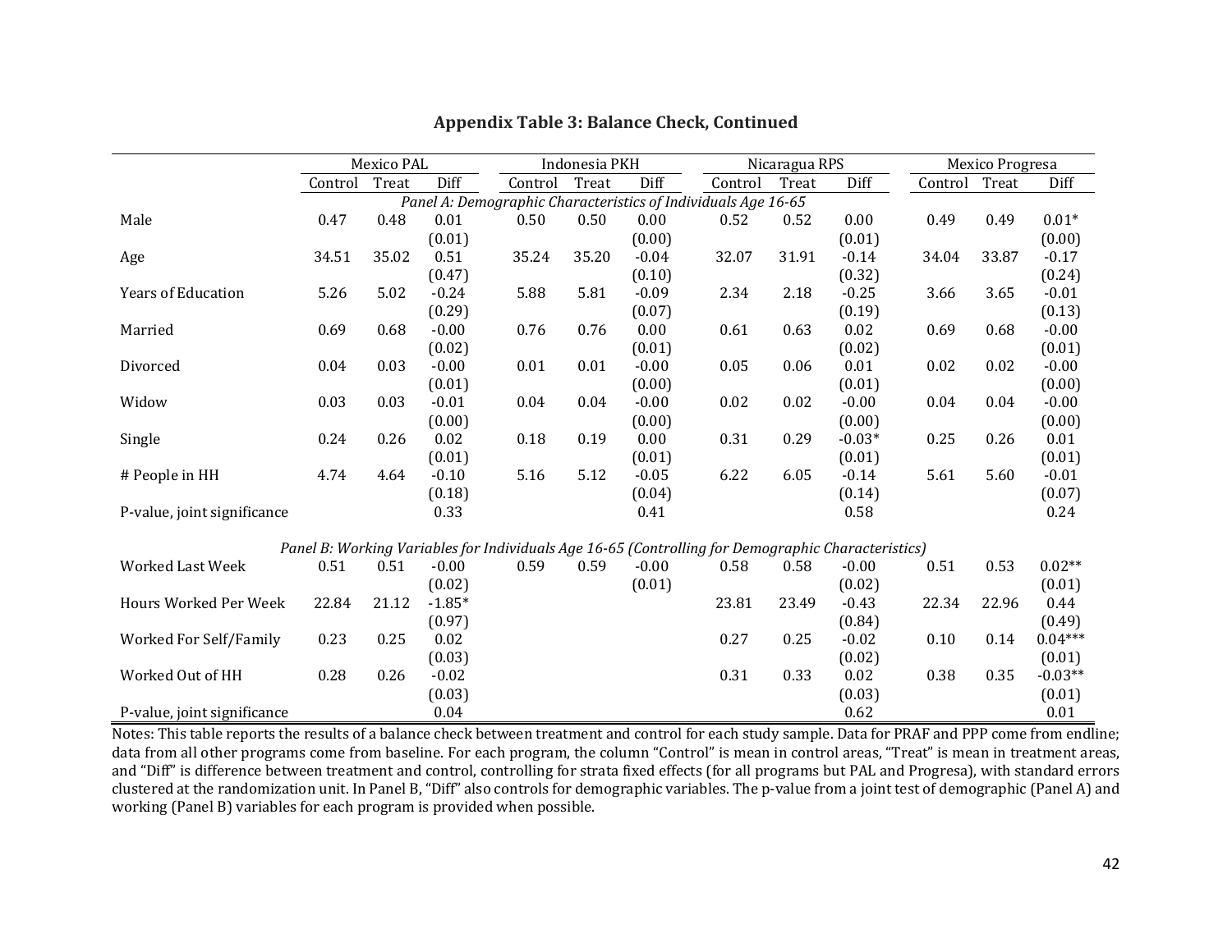## Appendix Table 3: Balance Check, Continued

| | Mexico PAL | | | Indonesia PKH | | | Nicaragua RPS | | | Mexico Progresa | | |
|---|---|---|---|---|---|---|---|---|---|---|---|---|
| | Control | Treat | Diff | Control | Treat | Diff | Control | Treat | Diff | Control | Treat | Diff |
| *Panel A: Demographic Characteristics of Individuals Age 16-65* | | | | | | | | | | | | |
| Male | 0.47 | 0.48 | 0.01 | 0.50 | 0.50 | 0.00 | 0.52 | 0.52 | 0.00 | 0.49 | 0.49 | 0.01* |
| | | | (0.01) | | | (0.00) | | | (0.01) | | | (0.00) |
| Age | 34.51 | 35.02 | 0.51 | 35.24 | 35.20 | -0.04 | 32.07 | 31.91 | -0.14 | 34.04 | 33.87 | -0.17 |
| | | | (0.47) | | | (0.10) | | | (0.32) | | | (0.24) |
| Years of Education | 5.26 | 5.02 | -0.24 | 5.88 | 5.81 | -0.09 | 2.34 | 2.18 | -0.25 | 3.66 | 3.65 | -0.01 |
| | | | (0.29) | | | (0.07) | | | (0.19) | | | (0.13) |
| Married | 0.69 | 0.68 | -0.00 | 0.76 | 0.76 | 0.00 | 0.61 | 0.63 | 0.02 | 0.69 | 0.68 | -0.00 |
| | | | (0.02) | | | (0.01) | | | (0.02) | | | (0.01) |
| Divorced | 0.04 | 0.03 | -0.00 | 0.01 | 0.01 | -0.00 | 0.05 | 0.06 | 0.01 | 0.02 | 0.02 | -0.00 |
| | | | (0.01) | | | (0.00) | | | (0.01) | | | (0.00) |
| Widow | 0.03 | 0.03 | -0.01 | 0.04 | 0.04 | -0.00 | 0.02 | 0.02 | -0.00 | 0.04 | 0.04 | -0.00 |
| | | | (0.00) | | | (0.00) | | | (0.00) | | | (0.00) |
| Single | 0.24 | 0.26 | 0.02 | 0.18 | 0.19 | 0.00 | 0.31 | 0.29 | -0.03* | 0.25 | 0.26 | 0.01 |
| | | | (0.01) | | | (0.01) | | | (0.01) | | | (0.01) |
| # People in HH | 4.74 | 4.64 | -0.10 | 5.16 | 5.12 | -0.05 | 6.22 | 6.05 | -0.14 | 5.61 | 5.60 | -0.01 |
| | | | (0.18) | | | (0.04) | | | (0.14) | | | (0.07) |
| P-value, joint significance | | | 0.33 | | | 0.41 | | | 0.58 | | | 0.24 |
| *Panel B: Working Variables for Individuals Age 16-65 (Controlling for Demographic Characteristics)* | | | | | | | | | | | | |
| Worked Last Week | 0.51 | 0.51 | -0.00 | 0.59 | 0.59 | -0.00 | 0.58 | 0.58 | -0.00 | 0.51 | 0.53 | 0.02** |
| | | | (0.02) | | | (0.01) | | | (0.02) | | | (0.01) |
| Hours Worked Per Week | 22.84 | 21.12 | -1.85* | | | | 23.81 | 23.49 | -0.43 | 22.34 | 22.96 | 0.44 |
| | | | (0.97) | | | | | | (0.84) | | | (0.49) |
| Worked For Self/Family | 0.23 | 0.25 | 0.02 | | | | 0.27 | 0.25 | -0.02 | 0.10 | 0.14 | 0.04*** |
| | | | (0.03) | | | | | | (0.02) | | | (0.01) |
| Worked Out of HH | 0.28 | 0.26 | -0.02 | | | | 0.31 | 0.33 | 0.02 | 0.38 | 0.35 | -0.03** |
| | | | (0.03) | | | | | | (0.03) | | | (0.01) |
| P-value, joint significance | | | 0.04 | | | | | | 0.62 | | | 0.01 |

Notes: This table reports the results of a balance check between treatment and control for each study sample. Data for PRAF and PPP come from endline; data from all other programs come from baseline. For each program, the column "Control" is mean in control areas, "Treat" is mean in treatment areas, and "Diff" is difference between treatment and control, controlling for strata fixed effects (for all programs but PAL and Progresa), with standard errors clustered at the randomization unit. In Panel B, "Diff" also controls for demographic variables. The p-value from a joint test of demographic (Panel A) and working (Panel B) variables for each program is provided when possible.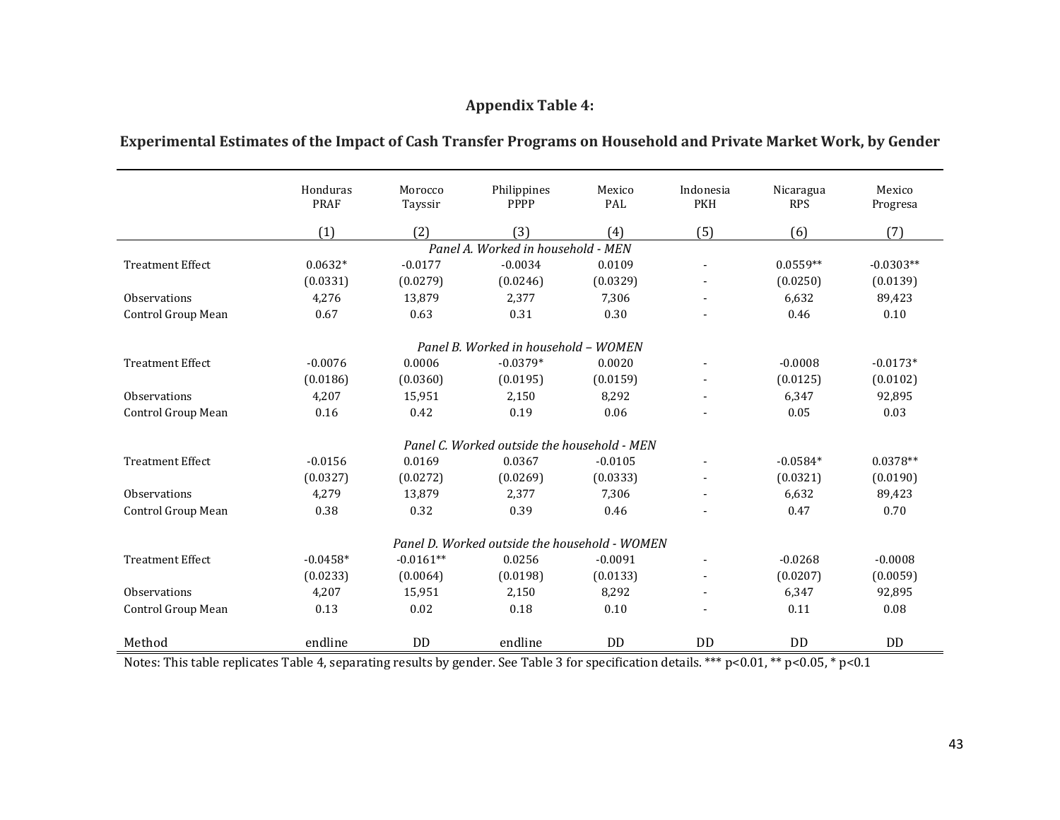**Appendix Table 4:**

**Experimental Estimates of the Impact of Cash Transfer Programs on Household and Private Market Work, by Gender**

| | Honduras PRAF | Morocco Tayssir | Philippines PPPP | Mexico PAL | Indonesia PKH | Nicaragua RPS | Mexico Progresa |
|---|---|---|---|---|---|---|---|
| | (1) | (2) | (3) | (4) | (5) | (6) | (7) |
| *Panel A. Worked in household - MEN* | | | | | | | |
| Treatment Effect | 0.0632* | -0.0177 | -0.0034 | 0.0109 | - | 0.0559** | -0.0303** |
| | (0.0331) | (0.0279) | (0.0246) | (0.0329) | - | (0.0250) | (0.0139) |
| Observations | 4,276 | 13,879 | 2,377 | 7,306 | - | 6,632 | 89,423 |
| Control Group Mean | 0.67 | 0.63 | 0.31 | 0.30 | - | 0.46 | 0.10 |
| *Panel B. Worked in household – WOMEN* | | | | | | | |
| Treatment Effect | -0.0076 | 0.0006 | -0.0379* | 0.0020 | - | -0.0008 | -0.0173* |
| | (0.0186) | (0.0360) | (0.0195) | (0.0159) | - | (0.0125) | (0.0102) |
| Observations | 4,207 | 15,951 | 2,150 | 8,292 | - | 6,347 | 92,895 |
| Control Group Mean | 0.16 | 0.42 | 0.19 | 0.06 | - | 0.05 | 0.03 |
| *Panel C. Worked outside the household - MEN* | | | | | | | |
| Treatment Effect | -0.0156 | 0.0169 | 0.0367 | -0.0105 | - | -0.0584* | 0.0378** |
| | (0.0327) | (0.0272) | (0.0269) | (0.0333) | - | (0.0321) | (0.0190) |
| Observations | 4,279 | 13,879 | 2,377 | 7,306 | - | 6,632 | 89,423 |
| Control Group Mean | 0.38 | 0.32 | 0.39 | 0.46 | - | 0.47 | 0.70 |
| *Panel D. Worked outside the household - WOMEN* | | | | | | | |
| Treatment Effect | -0.0458* | -0.0161** | 0.0256 | -0.0091 | - | -0.0268 | -0.0008 |
| | (0.0233) | (0.0064) | (0.0198) | (0.0133) | - | (0.0207) | (0.0059) |
| Observations | 4,207 | 15,951 | 2,150 | 8,292 | - | 6,347 | 92,895 |
| Control Group Mean | 0.13 | 0.02 | 0.18 | 0.10 | - | 0.11 | 0.08 |
| Method | endline | DD | endline | DD | DD | DD | DD |

Notes: This table replicates Table 4, separating results by gender. See Table 3 for specification details. *** p<0.01, ** p<0.05, * p<0.1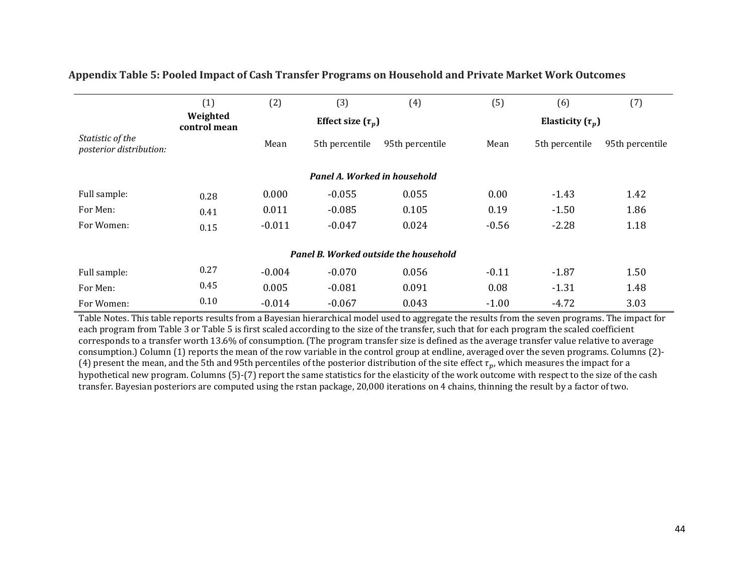**Appendix Table 5: Pooled Impact of Cash Transfer Programs on Household and Private Market Work Outcomes**

| | (1) | (2) | (3) | (4) | (5) | (6) | (7) |
|---|---|---|---|---|---|---|---|
| | **Weighted control mean** | | **Effect size ($\tau_p$)** | | | **Elasticity ($\tau_p$)** | |
| *Statistic of the posterior distribution:* | | Mean | 5th percentile | 95th percentile | Mean | 5th percentile | 95th percentile |
| | | | | ***Panel A. Worked in household*** | | | |
| Full sample: | 0.28 | 0.000 | -0.055 | 0.055 | 0.00 | -1.43 | 1.42 |
| For Men: | 0.41 | 0.011 | -0.085 | 0.105 | 0.19 | -1.50 | 1.86 |
| For Women: | 0.15 | -0.011 | -0.047 | 0.024 | -0.56 | -2.28 | 1.18 |
| | | | | ***Panel B. Worked outside the household*** | | | |
| Full sample: | 0.27 | -0.004 | -0.070 | 0.056 | -0.11 | -1.87 | 1.50 |
| For Men: | 0.45 | 0.005 | -0.081 | 0.091 | 0.08 | -1.31 | 1.48 |
| For Women: | 0.10 | -0.014 | -0.067 | 0.043 | -1.00 | -4.72 | 3.03 |

Table Notes. This table reports results from a Bayesian hierarchical model used to aggregate the results from the seven programs. The impact for each program from Table 3 or Table 5 is first scaled according to the size of the transfer, such that for each program the scaled coefficient corresponds to a transfer worth 13.6% of consumption. (The program transfer size is defined as the average transfer value relative to average consumption.) Column (1) reports the mean of the row variable in the control group at endline, averaged over the seven programs. Columns (2)-(4) present the mean, and the 5th and 95th percentiles of the posterior distribution of the site effect $\tau_p$, which measures the impact for a hypothetical new program. Columns (5)-(7) report the same statistics for the elasticity of the work outcome with respect to the size of the cash transfer. Bayesian posteriors are computed using the rstan package, 20,000 iterations on 4 chains, thinning the result by a factor of two.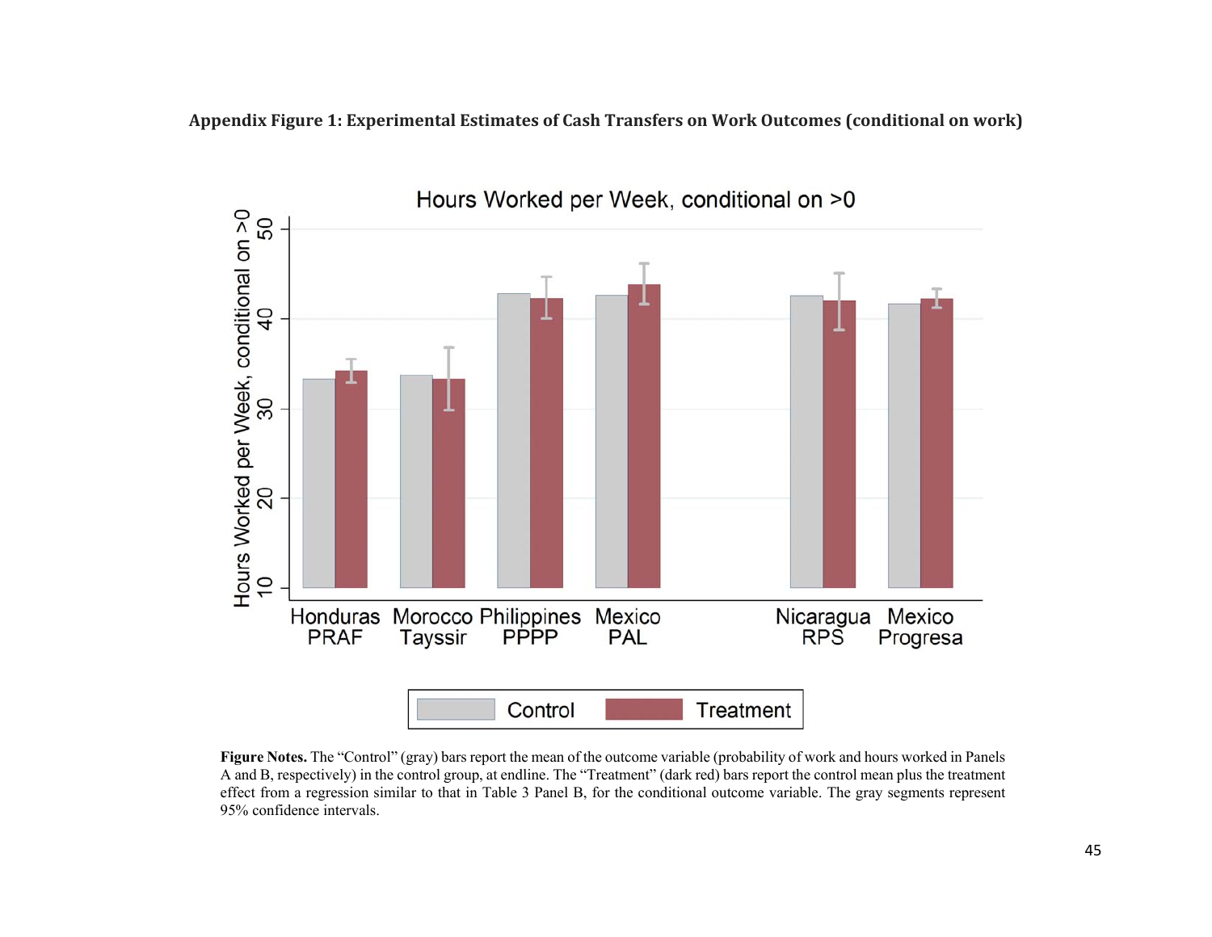**Appendix Figure 1: Experimental Estimates of Cash Transfers on Work Outcomes (conditional on work)**

**Figure Notes.** The "Control" (gray) bars report the mean of the outcome variable (probability of work and hours worked in Panels A and B, respectively) in the control group, at endline. The "Treatment" (dark red) bars report the control mean plus the treatment effect from a regression similar to that in Table 3 Panel B, for the conditional outcome variable. The gray segments represent 95% confidence intervals.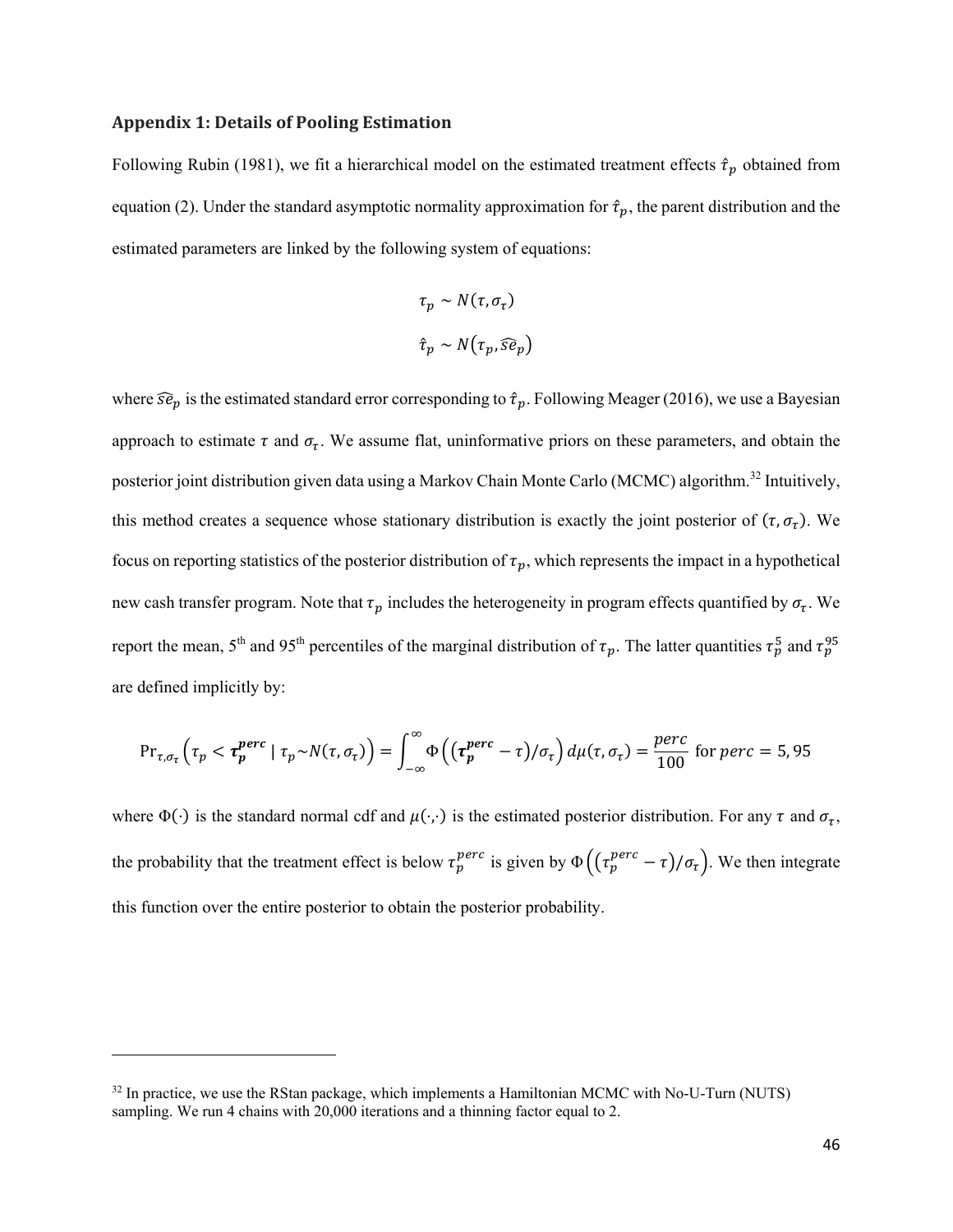### Appendix 1: Details of Pooling Estimation

Following Rubin (1981), we fit a hierarchical model on the estimated treatment effects $\hat{\tau}_p$ obtained from equation (2). Under the standard asymptotic normality approximation for $\hat{\tau}_p$, the parent distribution and the estimated parameters are linked by the following system of equations:

$$\tau_p \sim N(\tau, \sigma_\tau)$$

$$\hat{\tau}_p \sim N(\tau_p, \widehat{se}_p)$$

where $\widehat{se}_p$ is the estimated standard error corresponding to $\hat{\tau}_p$. Following Meager (2016), we use a Bayesian approach to estimate $\tau$ and $\sigma_\tau$. We assume flat, uninformative priors on these parameters, and obtain the posterior joint distribution given data using a Markov Chain Monte Carlo (MCMC) algorithm.[32] Intuitively, this method creates a sequence whose stationary distribution is exactly the joint posterior of $(\tau, \sigma_\tau)$. We focus on reporting statistics of the posterior distribution of $\tau_p$, which represents the impact in a hypothetical new cash transfer program. Note that $\tau_p$ includes the heterogeneity in program effects quantified by $\sigma_\tau$. We report the mean, 5th and 95th percentiles of the marginal distribution of $\tau_p$. The latter quantities $\tau_p^5$ and $\tau_p^{95}$ are defined implicitly by:

$$\Pr_{\tau,\sigma_\tau}\left(\tau_p < \boldsymbol{\tau_p^{perc}} \mid \tau_p \sim N(\tau, \sigma_\tau)\right) = \int_{-\infty}^{\infty} \Phi\left(\left(\boldsymbol{\tau_p^{perc}} - \tau\right)/\sigma_\tau\right) d\mu(\tau, \sigma_\tau) = \frac{perc}{100} \text{ for } perc = 5, 95$$

where $\Phi(\cdot)$ is the standard normal cdf and $\mu(\cdot,\cdot)$ is the estimated posterior distribution. For any $\tau$ and $\sigma_\tau$, the probability that the treatment effect is below $\tau_p^{perc}$ is given by $\Phi\left(\left(\tau_p^{perc} - \tau\right)/\sigma_\tau\right)$. We then integrate this function over the entire posterior to obtain the posterior probability.

---

[32] In practice, we use the RStan package, which implements a Hamiltonian MCMC with No-U-Turn (NUTS) sampling. We run 4 chains with 20,000 iterations and a thinning factor equal to 2.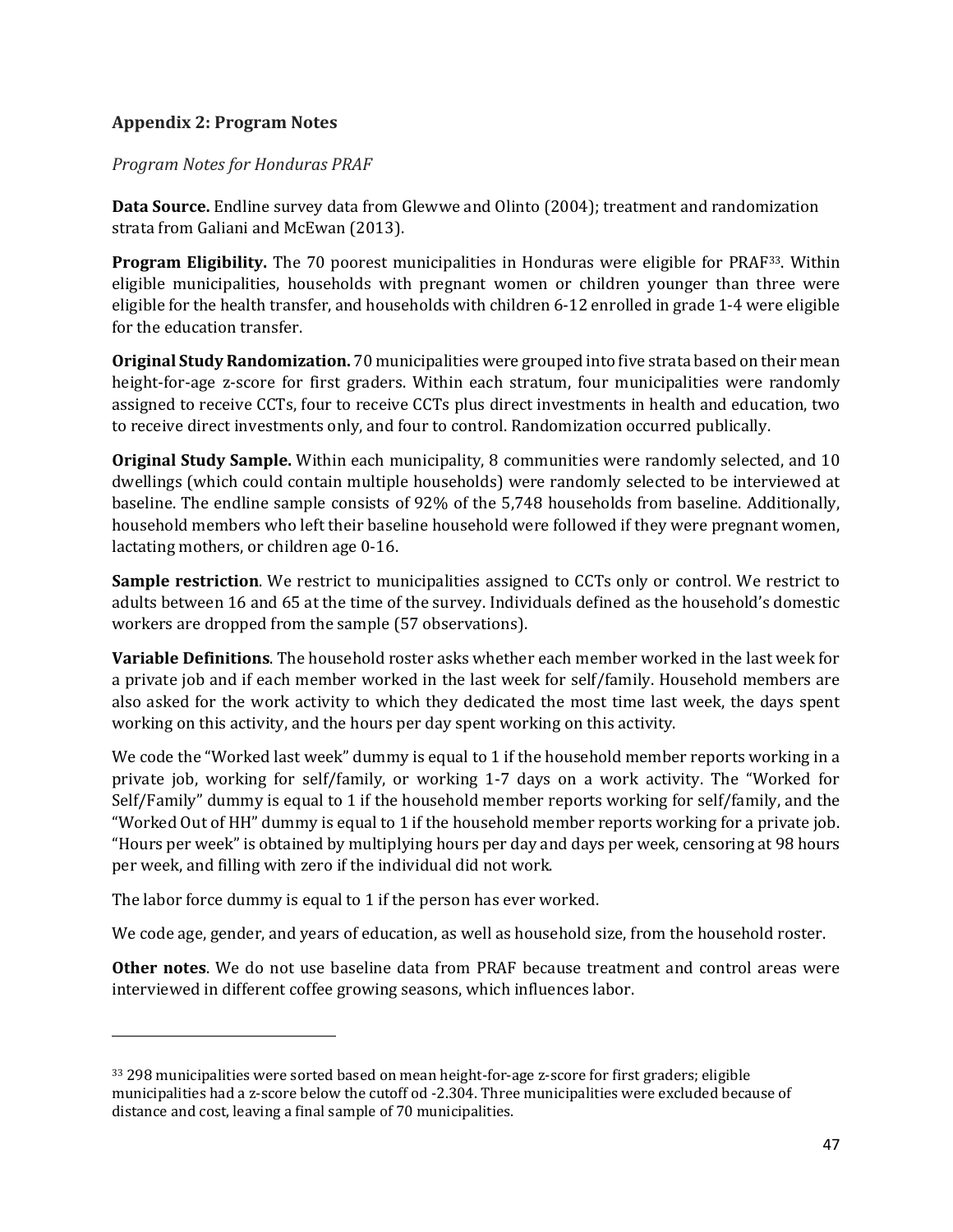## Appendix 2: Program Notes

*Program Notes for Honduras PRAF*

**Data Source.** Endline survey data from Glewwe and Olinto (2004); treatment and randomization strata from Galiani and McEwan (2013).

**Program Eligibility.** The 70 poorest municipalities in Honduras were eligible for PRAF[33]. Within eligible municipalities, households with pregnant women or children younger than three were eligible for the health transfer, and households with children 6-12 enrolled in grade 1-4 were eligible for the education transfer.

**Original Study Randomization.** 70 municipalities were grouped into five strata based on their mean height-for-age z-score for first graders. Within each stratum, four municipalities were randomly assigned to receive CCTs, four to receive CCTs plus direct investments in health and education, two to receive direct investments only, and four to control. Randomization occurred publically.

**Original Study Sample.** Within each municipality, 8 communities were randomly selected, and 10 dwellings (which could contain multiple households) were randomly selected to be interviewed at baseline. The endline sample consists of 92% of the 5,748 households from baseline. Additionally, household members who left their baseline household were followed if they were pregnant women, lactating mothers, or children age 0-16.

**Sample restriction**. We restrict to municipalities assigned to CCTs only or control. We restrict to adults between 16 and 65 at the time of the survey. Individuals defined as the household's domestic workers are dropped from the sample (57 observations).

**Variable Definitions**. The household roster asks whether each member worked in the last week for a private job and if each member worked in the last week for self/family. Household members are also asked for the work activity to which they dedicated the most time last week, the days spent working on this activity, and the hours per day spent working on this activity.

We code the "Worked last week" dummy is equal to 1 if the household member reports working in a private job, working for self/family, or working 1-7 days on a work activity. The "Worked for Self/Family" dummy is equal to 1 if the household member reports working for self/family, and the "Worked Out of HH" dummy is equal to 1 if the household member reports working for a private job. "Hours per week" is obtained by multiplying hours per day and days per week, censoring at 98 hours per week, and filling with zero if the individual did not work.

The labor force dummy is equal to 1 if the person has ever worked.

We code age, gender, and years of education, as well as household size, from the household roster.

**Other notes**. We do not use baseline data from PRAF because treatment and control areas were interviewed in different coffee growing seasons, which influences labor.

---

[33] 298 municipalities were sorted based on mean height-for-age z-score for first graders; eligible municipalities had a z-score below the cutoff od -2.304. Three municipalities were excluded because of distance and cost, leaving a final sample of 70 municipalities.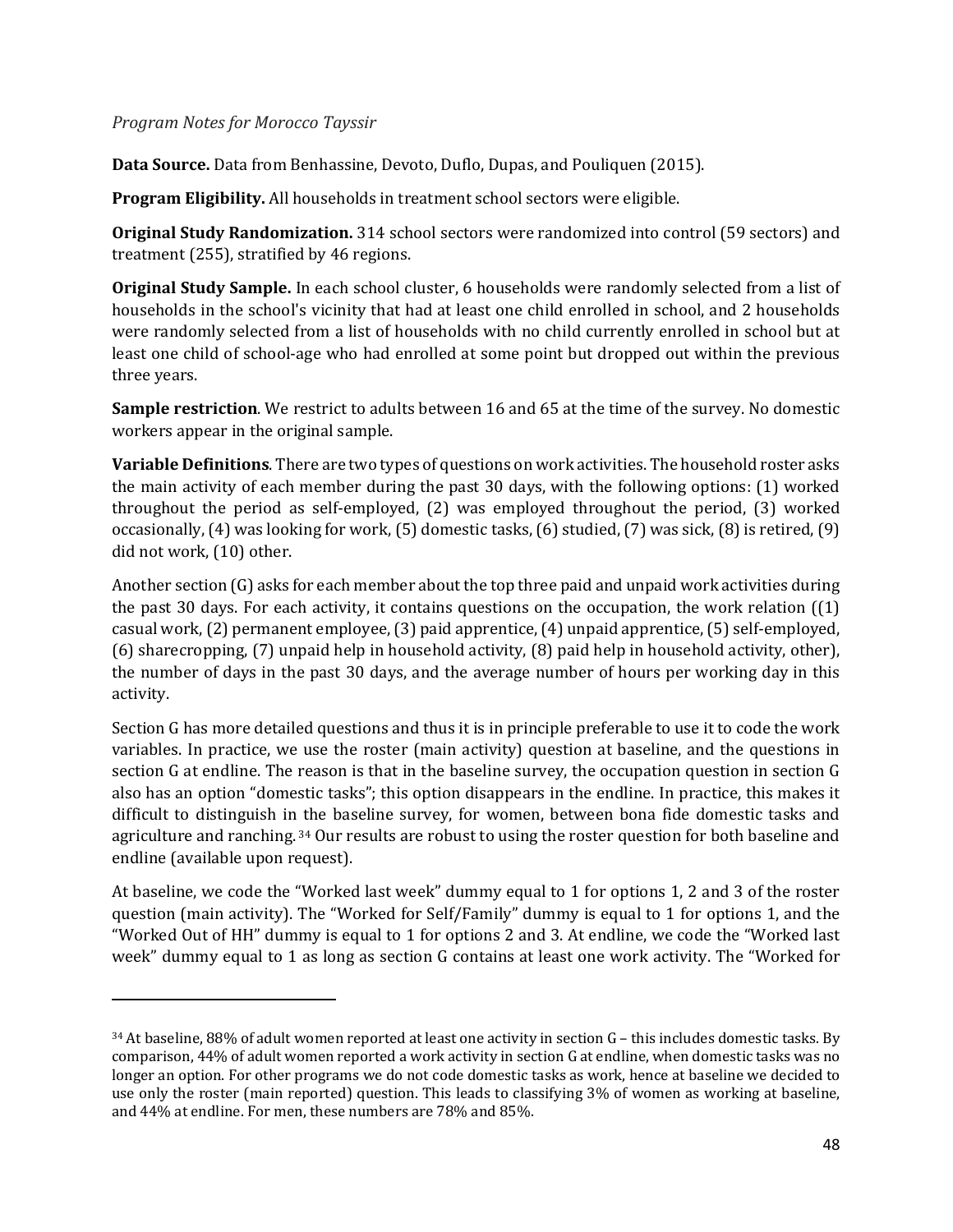*Program Notes for Morocco Tayssir*

**Data Source.** Data from Benhassine, Devoto, Duflo, Dupas, and Pouliquen (2015).

**Program Eligibility.** All households in treatment school sectors were eligible.

**Original Study Randomization.** 314 school sectors were randomized into control (59 sectors) and treatment (255), stratified by 46 regions.

**Original Study Sample.** In each school cluster, 6 households were randomly selected from a list of households in the school's vicinity that had at least one child enrolled in school, and 2 households were randomly selected from a list of households with no child currently enrolled in school but at least one child of school-age who had enrolled at some point but dropped out within the previous three years.

**Sample restriction**. We restrict to adults between 16 and 65 at the time of the survey. No domestic workers appear in the original sample.

**Variable Definitions**. There are two types of questions on work activities. The household roster asks the main activity of each member during the past 30 days, with the following options: (1) worked throughout the period as self-employed, (2) was employed throughout the period, (3) worked occasionally, (4) was looking for work, (5) domestic tasks, (6) studied, (7) was sick, (8) is retired, (9) did not work, (10) other.

Another section (G) asks for each member about the top three paid and unpaid work activities during the past 30 days. For each activity, it contains questions on the occupation, the work relation ((1) casual work, (2) permanent employee, (3) paid apprentice, (4) unpaid apprentice, (5) self-employed, (6) sharecropping, (7) unpaid help in household activity, (8) paid help in household activity, other), the number of days in the past 30 days, and the average number of hours per working day in this activity.

Section G has more detailed questions and thus it is in principle preferable to use it to code the work variables. In practice, we use the roster (main activity) question at baseline, and the questions in section G at endline. The reason is that in the baseline survey, the occupation question in section G also has an option "domestic tasks"; this option disappears in the endline. In practice, this makes it difficult to distinguish in the baseline survey, for women, between bona fide domestic tasks and agriculture and ranching.[34] Our results are robust to using the roster question for both baseline and endline (available upon request).

At baseline, we code the "Worked last week" dummy equal to 1 for options 1, 2 and 3 of the roster question (main activity). The "Worked for Self/Family" dummy is equal to 1 for options 1, and the "Worked Out of HH" dummy is equal to 1 for options 2 and 3. At endline, we code the "Worked last week" dummy equal to 1 as long as section G contains at least one work activity. The "Worked for

---

[34] At baseline, 88% of adult women reported at least one activity in section G – this includes domestic tasks. By comparison, 44% of adult women reported a work activity in section G at endline, when domestic tasks was no longer an option. For other programs we do not code domestic tasks as work, hence at baseline we decided to use only the roster (main reported) question. This leads to classifying 3% of women as working at baseline, and 44% at endline. For men, these numbers are 78% and 85%.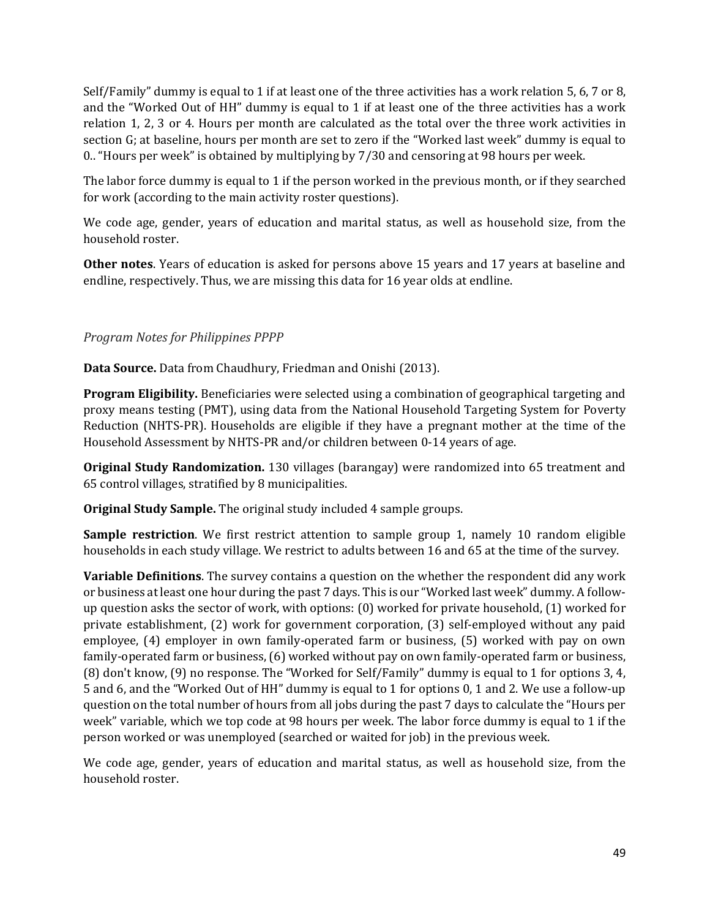Self/Family" dummy is equal to 1 if at least one of the three activities has a work relation 5, 6, 7 or 8, and the "Worked Out of HH" dummy is equal to 1 if at least one of the three activities has a work relation 1, 2, 3 or 4. Hours per month are calculated as the total over the three work activities in section G; at baseline, hours per month are set to zero if the "Worked last week" dummy is equal to 0.. "Hours per week" is obtained by multiplying by 7/30 and censoring at 98 hours per week.

The labor force dummy is equal to 1 if the person worked in the previous month, or if they searched for work (according to the main activity roster questions).

We code age, gender, years of education and marital status, as well as household size, from the household roster.

**Other notes**. Years of education is asked for persons above 15 years and 17 years at baseline and endline, respectively. Thus, we are missing this data for 16 year olds at endline.

*Program Notes for Philippines PPPP*

**Data Source.** Data from Chaudhury, Friedman and Onishi (2013).

**Program Eligibility.** Beneficiaries were selected using a combination of geographical targeting and proxy means testing (PMT), using data from the National Household Targeting System for Poverty Reduction (NHTS-PR). Households are eligible if they have a pregnant mother at the time of the Household Assessment by NHTS-PR and/or children between 0-14 years of age.

**Original Study Randomization.** 130 villages (barangay) were randomized into 65 treatment and 65 control villages, stratified by 8 municipalities.

**Original Study Sample.** The original study included 4 sample groups.

**Sample restriction**. We first restrict attention to sample group 1, namely 10 random eligible households in each study village. We restrict to adults between 16 and 65 at the time of the survey.

**Variable Definitions**. The survey contains a question on the whether the respondent did any work or business at least one hour during the past 7 days. This is our "Worked last week" dummy. A follow-up question asks the sector of work, with options: (0) worked for private household, (1) worked for private establishment, (2) work for government corporation, (3) self-employed without any paid employee, (4) employer in own family-operated farm or business, (5) worked with pay on own family-operated farm or business, (6) worked without pay on own family-operated farm or business, (8) don't know, (9) no response. The "Worked for Self/Family" dummy is equal to 1 for options 3, 4, 5 and 6, and the "Worked Out of HH" dummy is equal to 1 for options 0, 1 and 2. We use a follow-up question on the total number of hours from all jobs during the past 7 days to calculate the "Hours per week" variable, which we top code at 98 hours per week. The labor force dummy is equal to 1 if the person worked or was unemployed (searched or waited for job) in the previous week.

We code age, gender, years of education and marital status, as well as household size, from the household roster.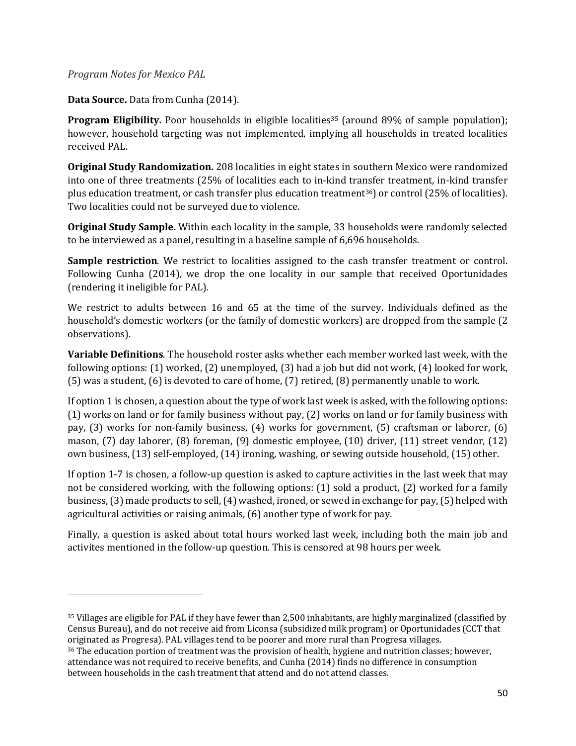*Program Notes for Mexico PAL*

**Data Source.** Data from Cunha (2014).

**Program Eligibility.** Poor households in eligible localities[35] (around 89% of sample population); however, household targeting was not implemented, implying all households in treated localities received PAL.

**Original Study Randomization.** 208 localities in eight states in southern Mexico were randomized into one of three treatments (25% of localities each to in-kind transfer treatment, in-kind transfer plus education treatment, or cash transfer plus education treatment[36]) or control (25% of localities). Two localities could not be surveyed due to violence.

**Original Study Sample.** Within each locality in the sample, 33 households were randomly selected to be interviewed as a panel, resulting in a baseline sample of 6,696 households.

**Sample restriction**. We restrict to localities assigned to the cash transfer treatment or control. Following Cunha (2014), we drop the one locality in our sample that received Oportunidades (rendering it ineligible for PAL).

We restrict to adults between 16 and 65 at the time of the survey. Individuals defined as the household's domestic workers (or the family of domestic workers) are dropped from the sample (2 observations).

**Variable Definitions**. The household roster asks whether each member worked last week, with the following options: (1) worked, (2) unemployed, (3) had a job but did not work, (4) looked for work, (5) was a student, (6) is devoted to care of home, (7) retired, (8) permanently unable to work.

If option 1 is chosen, a question about the type of work last week is asked, with the following options: (1) works on land or for family business without pay, (2) works on land or for family business with pay, (3) works for non-family business, (4) works for government, (5) craftsman or laborer, (6) mason, (7) day laborer, (8) foreman, (9) domestic employee, (10) driver, (11) street vendor, (12) own business, (13) self-employed, (14) ironing, washing, or sewing outside household, (15) other.

If option 1-7 is chosen, a follow-up question is asked to capture activities in the last week that may not be considered working, with the following options: (1) sold a product, (2) worked for a family business, (3) made products to sell, (4) washed, ironed, or sewed in exchange for pay, (5) helped with agricultural activities or raising animals, (6) another type of work for pay.

Finally, a question is asked about total hours worked last week, including both the main job and activites mentioned in the follow-up question. This is censored at 98 hours per week.

---

[35] Villages are eligible for PAL if they have fewer than 2,500 inhabitants, are highly marginalized (classified by Census Bureau), and do not receive aid from Liconsa (subsidized milk program) or Oportunidades (CCT that originated as Progresa). PAL villages tend to be poorer and more rural than Progresa villages.

[36] The education portion of treatment was the provision of health, hygiene and nutrition classes; however, attendance was not required to receive benefits, and Cunha (2014) finds no difference in consumption between households in the cash treatment that attend and do not attend classes.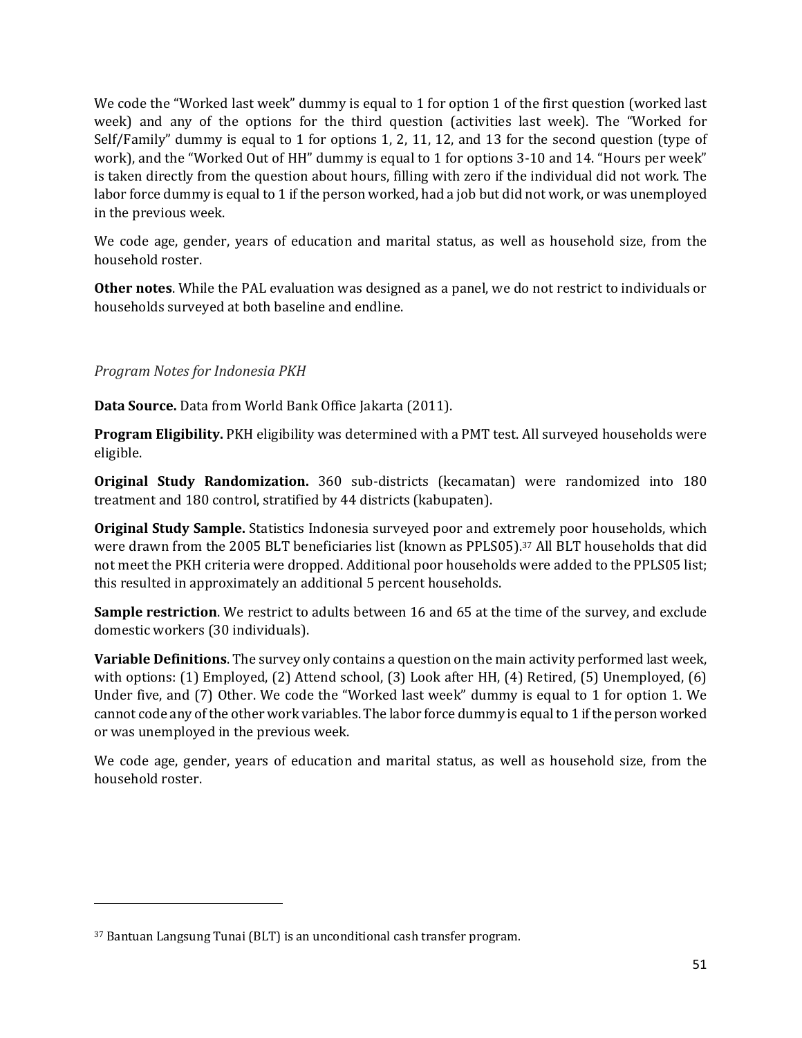We code the "Worked last week" dummy is equal to 1 for option 1 of the first question (worked last week) and any of the options for the third question (activities last week). The "Worked for Self/Family" dummy is equal to 1 for options 1, 2, 11, 12, and 13 for the second question (type of work), and the "Worked Out of HH" dummy is equal to 1 for options 3-10 and 14. "Hours per week" is taken directly from the question about hours, filling with zero if the individual did not work. The labor force dummy is equal to 1 if the person worked, had a job but did not work, or was unemployed in the previous week.

We code age, gender, years of education and marital status, as well as household size, from the household roster.

**Other notes**. While the PAL evaluation was designed as a panel, we do not restrict to individuals or households surveyed at both baseline and endline.

### *Program Notes for Indonesia PKH*

**Data Source.** Data from World Bank Office Jakarta (2011).

**Program Eligibility.** PKH eligibility was determined with a PMT test. All surveyed households were eligible.

**Original Study Randomization.** 360 sub-districts (kecamatan) were randomized into 180 treatment and 180 control, stratified by 44 districts (kabupaten).

**Original Study Sample.** Statistics Indonesia surveyed poor and extremely poor households, which were drawn from the 2005 BLT beneficiaries list (known as PPLS05).[37] All BLT households that did not meet the PKH criteria were dropped. Additional poor households were added to the PPLS05 list; this resulted in approximately an additional 5 percent households.

**Sample restriction**. We restrict to adults between 16 and 65 at the time of the survey, and exclude domestic workers (30 individuals).

**Variable Definitions**. The survey only contains a question on the main activity performed last week, with options: (1) Employed, (2) Attend school, (3) Look after HH, (4) Retired, (5) Unemployed, (6) Under five, and (7) Other. We code the "Worked last week" dummy is equal to 1 for option 1. We cannot code any of the other work variables. The labor force dummy is equal to 1 if the person worked or was unemployed in the previous week.

We code age, gender, years of education and marital status, as well as household size, from the household roster.

---

[37] Bantuan Langsung Tunai (BLT) is an unconditional cash transfer program.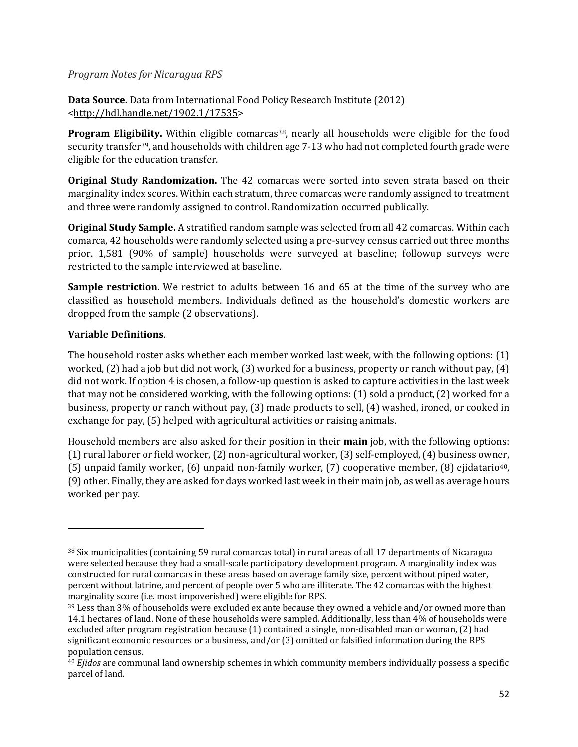*Program Notes for Nicaragua RPS*

**Data Source.** Data from International Food Policy Research Institute (2012) <http://hdl.handle.net/1902.1/17535>

**Program Eligibility.** Within eligible comarcas[38], nearly all households were eligible for the food security transfer[39], and households with children age 7-13 who had not completed fourth grade were eligible for the education transfer.

**Original Study Randomization.** The 42 comarcas were sorted into seven strata based on their marginality index scores. Within each stratum, three comarcas were randomly assigned to treatment and three were randomly assigned to control. Randomization occurred publically.

**Original Study Sample.** A stratified random sample was selected from all 42 comarcas. Within each comarca, 42 households were randomly selected using a pre-survey census carried out three months prior. 1,581 (90% of sample) households were surveyed at baseline; followup surveys were restricted to the sample interviewed at baseline.

**Sample restriction**. We restrict to adults between 16 and 65 at the time of the survey who are classified as household members. Individuals defined as the household's domestic workers are dropped from the sample (2 observations).

**Variable Definitions**.

The household roster asks whether each member worked last week, with the following options: (1) worked, (2) had a job but did not work, (3) worked for a business, property or ranch without pay, (4) did not work. If option 4 is chosen, a follow-up question is asked to capture activities in the last week that may not be considered working, with the following options: (1) sold a product, (2) worked for a business, property or ranch without pay, (3) made products to sell, (4) washed, ironed, or cooked in exchange for pay, (5) helped with agricultural activities or raising animals.

Household members are also asked for their position in their **main** job, with the following options: (1) rural laborer or field worker, (2) non-agricultural worker, (3) self-employed, (4) business owner, (5) unpaid family worker, (6) unpaid non-family worker, (7) cooperative member, (8) ejidatario[40], (9) other. Finally, they are asked for days worked last week in their main job, as well as average hours worked per pay.

---

[38] Six municipalities (containing 59 rural comarcas total) in rural areas of all 17 departments of Nicaragua were selected because they had a small-scale participatory development program. A marginality index was constructed for rural comarcas in these areas based on average family size, percent without piped water, percent without latrine, and percent of people over 5 who are illiterate. The 42 comarcas with the highest marginality score (i.e. most impoverished) were eligible for RPS.

[39] Less than 3% of households were excluded ex ante because they owned a vehicle and/or owned more than 14.1 hectares of land. None of these households were sampled. Additionally, less than 4% of households were excluded after program registration because (1) contained a single, non-disabled man or woman, (2) had significant economic resources or a business, and/or (3) omitted or falsified information during the RPS population census.

[40] *Ejidos* are communal land ownership schemes in which community members individually possess a specific parcel of land.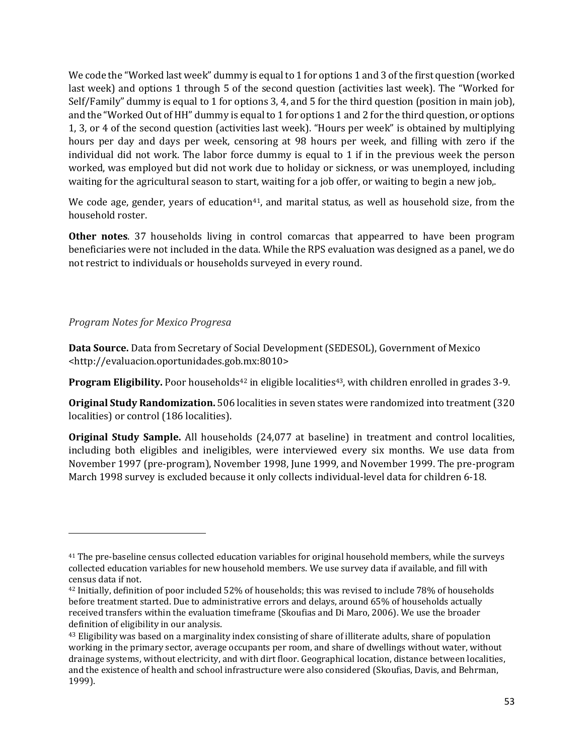We code the "Worked last week" dummy is equal to 1 for options 1 and 3 of the first question (worked last week) and options 1 through 5 of the second question (activities last week). The "Worked for Self/Family" dummy is equal to 1 for options 3, 4, and 5 for the third question (position in main job), and the "Worked Out of HH" dummy is equal to 1 for options 1 and 2 for the third question, or options 1, 3, or 4 of the second question (activities last week). "Hours per week" is obtained by multiplying hours per day and days per week, censoring at 98 hours per week, and filling with zero if the individual did not work. The labor force dummy is equal to 1 if in the previous week the person worked, was employed but did not work due to holiday or sickness, or was unemployed, including waiting for the agricultural season to start, waiting for a job offer, or waiting to begin a new job,.

We code age, gender, years of education[41], and marital status, as well as household size, from the household roster.

**Other notes**. 37 households living in control comarcas that appearred to have been program beneficiaries were not included in the data. While the RPS evaluation was designed as a panel, we do not restrict to individuals or households surveyed in every round.

*Program Notes for Mexico Progresa*

**Data Source.** Data from Secretary of Social Development (SEDESOL), Government of Mexico <http://evaluacion.oportunidades.gob.mx:8010>

**Program Eligibility.** Poor households[42] in eligible localities[43], with children enrolled in grades 3-9.

**Original Study Randomization.** 506 localities in seven states were randomized into treatment (320 localities) or control (186 localities).

**Original Study Sample.** All households (24,077 at baseline) in treatment and control localities, including both eligibles and ineligibles, were interviewed every six months. We use data from November 1997 (pre-program), November 1998, June 1999, and November 1999. The pre-program March 1998 survey is excluded because it only collects individual-level data for children 6-18.

---

[41] The pre-baseline census collected education variables for original household members, while the surveys collected education variables for new household members. We use survey data if available, and fill with census data if not.

[42] Initially, definition of poor included 52% of households; this was revised to include 78% of households before treatment started. Due to administrative errors and delays, around 65% of households actually received transfers within the evaluation timeframe (Skoufias and Di Maro, 2006). We use the broader definition of eligibility in our analysis.

[43] Eligibility was based on a marginality index consisting of share of illiterate adults, share of population working in the primary sector, average occupants per room, and share of dwellings without water, without drainage systems, without electricity, and with dirt floor. Geographical location, distance between localities, and the existence of health and school infrastructure were also considered (Skoufias, Davis, and Behrman, 1999).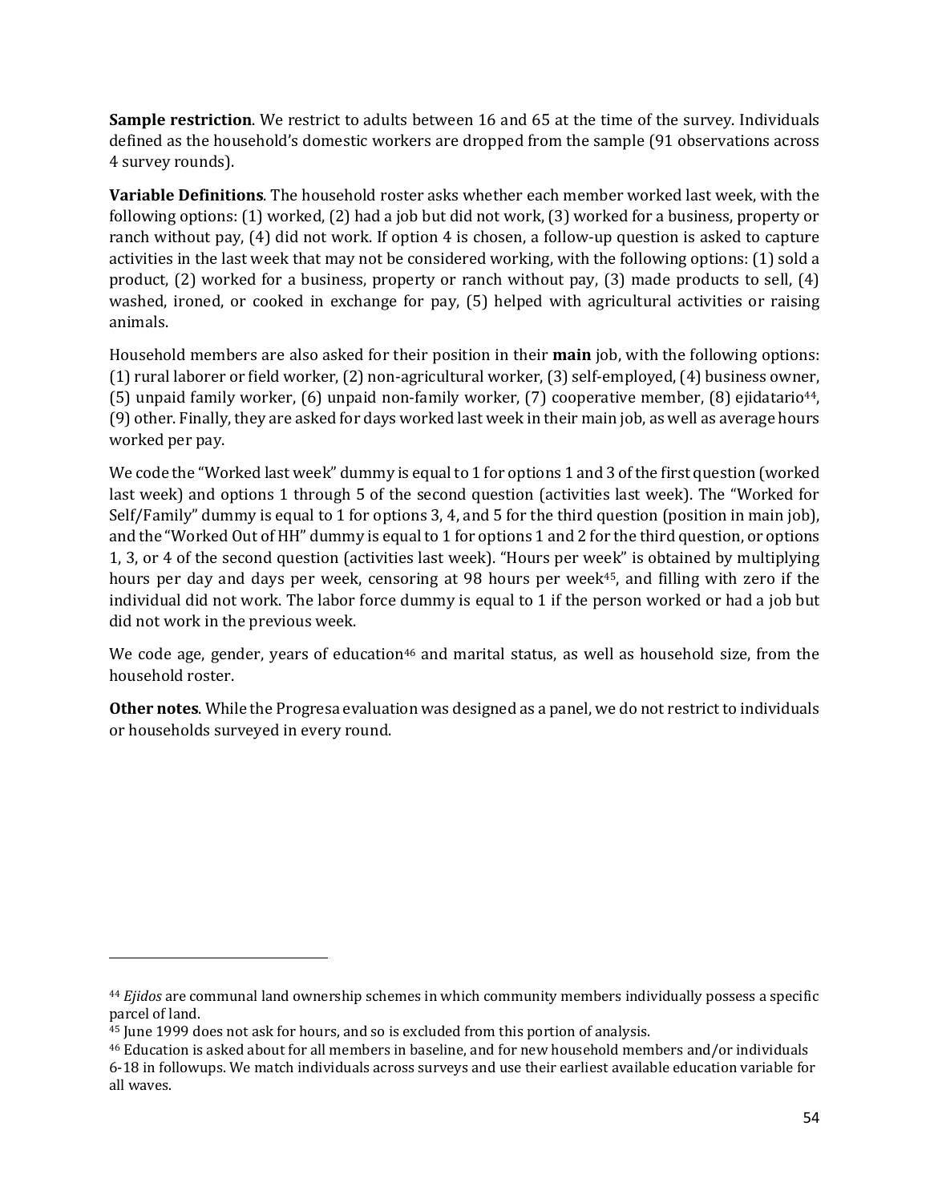**Sample restriction**. We restrict to adults between 16 and 65 at the time of the survey. Individuals defined as the household's domestic workers are dropped from the sample (91 observations across 4 survey rounds).

**Variable Definitions**. The household roster asks whether each member worked last week, with the following options: (1) worked, (2) had a job but did not work, (3) worked for a business, property or ranch without pay, (4) did not work. If option 4 is chosen, a follow-up question is asked to capture activities in the last week that may not be considered working, with the following options: (1) sold a product, (2) worked for a business, property or ranch without pay, (3) made products to sell, (4) washed, ironed, or cooked in exchange for pay, (5) helped with agricultural activities or raising animals.

Household members are also asked for their position in their **main** job, with the following options: (1) rural laborer or field worker, (2) non-agricultural worker, (3) self-employed, (4) business owner, (5) unpaid family worker, (6) unpaid non-family worker, (7) cooperative member, (8) ejidatario[44], (9) other. Finally, they are asked for days worked last week in their main job, as well as average hours worked per pay.

We code the "Worked last week" dummy is equal to 1 for options 1 and 3 of the first question (worked last week) and options 1 through 5 of the second question (activities last week). The "Worked for Self/Family" dummy is equal to 1 for options 3, 4, and 5 for the third question (position in main job), and the "Worked Out of HH" dummy is equal to 1 for options 1 and 2 for the third question, or options 1, 3, or 4 of the second question (activities last week). "Hours per week" is obtained by multiplying hours per day and days per week, censoring at 98 hours per week[45], and filling with zero if the individual did not work. The labor force dummy is equal to 1 if the person worked or had a job but did not work in the previous week.

We code age, gender, years of education[46] and marital status, as well as household size, from the household roster.

**Other notes**. While the Progresa evaluation was designed as a panel, we do not restrict to individuals or households surveyed in every round.

---

[44] *Ejidos* are communal land ownership schemes in which community members individually possess a specific parcel of land.

[45] June 1999 does not ask for hours, and so is excluded from this portion of analysis.

[46] Education is asked about for all members in baseline, and for new household members and/or individuals 6-18 in followups. We match individuals across surveys and use their earliest available education variable for all waves.